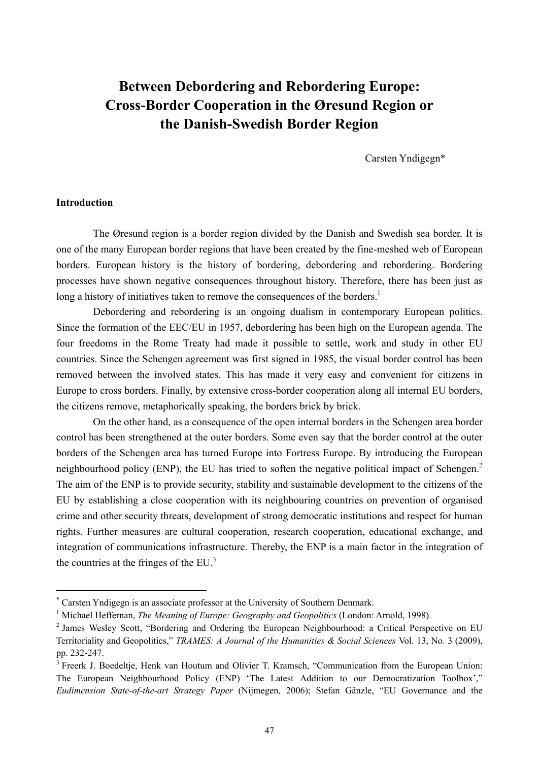# Between Debordering and Rebordering Europe: Cross-Border Cooperation in the Øresund Region or the Danish-Swedish Border Region

Carsten Yndigegn*

## Introduction

The Øresund region is a border region divided by the Danish and Swedish sea border. It is one of the many European border regions that have been created by the fine-meshed web of European borders. European history is the history of bordering, debordering and rebordering. Bordering processes have shown negative consequences throughout history. Therefore, there has been just as long a history of initiatives taken to remove the consequences of the borders.[1]

Debordering and rebordering is an ongoing dualism in contemporary European politics. Since the formation of the EEC/EU in 1957, debordering has been high on the European agenda. The four freedoms in the Rome Treaty had made it possible to settle, work and study in other EU countries. Since the Schengen agreement was first signed in 1985, the visual border control has been removed between the involved states. This has made it very easy and convenient for citizens in Europe to cross borders. Finally, by extensive cross-border cooperation along all internal EU borders, the citizens remove, metaphorically speaking, the borders brick by brick.

On the other hand, as a consequence of the open internal borders in the Schengen area border control has been strengthened at the outer borders. Some even say that the border control at the outer borders of the Schengen area has turned Europe into Fortress Europe. By introducing the European neighbourhood policy (ENP), the EU has tried to soften the negative political impact of Schengen.[2] The aim of the ENP is to provide security, stability and sustainable development to the citizens of the EU by establishing a close cooperation with its neighbouring countries on prevention of organised crime and other security threats, development of strong democratic institutions and respect for human rights. Further measures are cultural cooperation, research cooperation, educational exchange, and integration of communications infrastructure. Thereby, the ENP is a main factor in the integration of the countries at the fringes of the EU.[3]

---

* Carsten Yndigegn is an associate professor at the University of Southern Denmark.

[1] Michael Heffernan, *The Meaning of Europe: Geography and Geopolitics* (London: Arnold, 1998).

[2] James Wesley Scott, "Bordering and Ordering the European Neighbourhood: a Critical Perspective on EU Territoriality and Geopolitics," *TRAMES: A Journal of the Humanities & Social Sciences* Vol. 13, No. 3 (2009), pp. 232-247.

[3] Freerk J. Boedeltje, Henk van Houtum and Olivier T. Kramsch, "Communication from the European Union: The European Neighbourhood Policy (ENP) 'The Latest Addition to our Democratization Toolbox'," *Eudimension State-of-the-art Strategy Paper* (Nijmegen, 2006); Stefan Gänzle, "EU Governance and the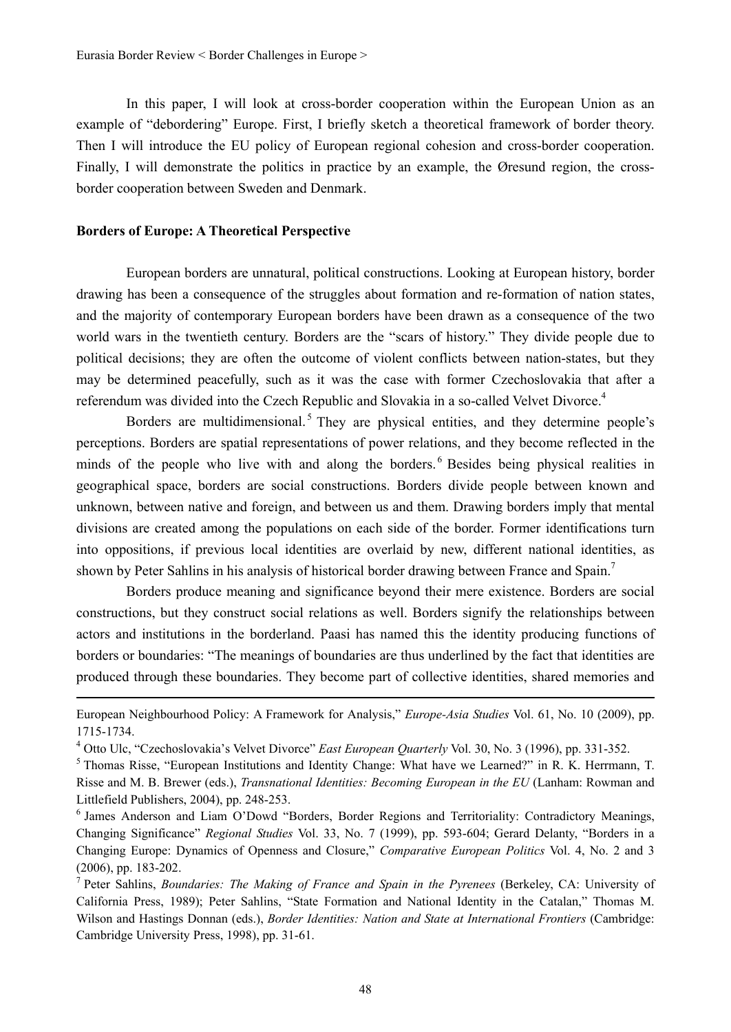In this paper, I will look at cross-border cooperation within the European Union as an example of "debordering" Europe. First, I briefly sketch a theoretical framework of border theory. Then I will introduce the EU policy of European regional cohesion and cross-border cooperation. Finally, I will demonstrate the politics in practice by an example, the Øresund region, the cross-border cooperation between Sweden and Denmark.

**Borders of Europe: A Theoretical Perspective**

European borders are unnatural, political constructions. Looking at European history, border drawing has been a consequence of the struggles about formation and re-formation of nation states, and the majority of contemporary European borders have been drawn as a consequence of the two world wars in the twentieth century. Borders are the "scars of history." They divide people due to political decisions; they are often the outcome of violent conflicts between nation-states, but they may be determined peacefully, such as it was the case with former Czechoslovakia that after a referendum was divided into the Czech Republic and Slovakia in a so-called Velvet Divorce.[4]

Borders are multidimensional.[5] They are physical entities, and they determine people's perceptions. Borders are spatial representations of power relations, and they become reflected in the minds of the people who live with and along the borders.[6] Besides being physical realities in geographical space, borders are social constructions. Borders divide people between known and unknown, between native and foreign, and between us and them. Drawing borders imply that mental divisions are created among the populations on each side of the border. Former identifications turn into oppositions, if previous local identities are overlaid by new, different national identities, as shown by Peter Sahlins in his analysis of historical border drawing between France and Spain.[7]

Borders produce meaning and significance beyond their mere existence. Borders are social constructions, but they construct social relations as well. Borders signify the relationships between actors and institutions in the borderland. Paasi has named this the identity producing functions of borders or boundaries: "The meanings of boundaries are thus underlined by the fact that identities are produced through these boundaries. They become part of collective identities, shared memories and

---

European Neighbourhood Policy: A Framework for Analysis," *Europe-Asia Studies* Vol. 61, No. 10 (2009), pp. 1715-1734.

[4] Otto Ulc, "Czechoslovakia's Velvet Divorce" *East European Quarterly* Vol. 30, No. 3 (1996), pp. 331-352.

[5] Thomas Risse, "European Institutions and Identity Change: What have we Learned?" in R. K. Herrmann, T. Risse and M. B. Brewer (eds.), *Transnational Identities: Becoming European in the EU* (Lanham: Rowman and Littlefield Publishers, 2004), pp. 248-253.

[6] James Anderson and Liam O'Dowd "Borders, Border Regions and Territoriality: Contradictory Meanings, Changing Significance" *Regional Studies* Vol. 33, No. 7 (1999), pp. 593-604; Gerard Delanty, "Borders in a Changing Europe: Dynamics of Openness and Closure," *Comparative European Politics* Vol. 4, No. 2 and 3 (2006), pp. 183-202.

[7] Peter Sahlins, *Boundaries: The Making of France and Spain in the Pyrenees* (Berkeley, CA: University of California Press, 1989); Peter Sahlins, "State Formation and National Identity in the Catalan," Thomas M. Wilson and Hastings Donnan (eds.), *Border Identities: Nation and State at International Frontiers* (Cambridge: Cambridge University Press, 1998), pp. 31-61.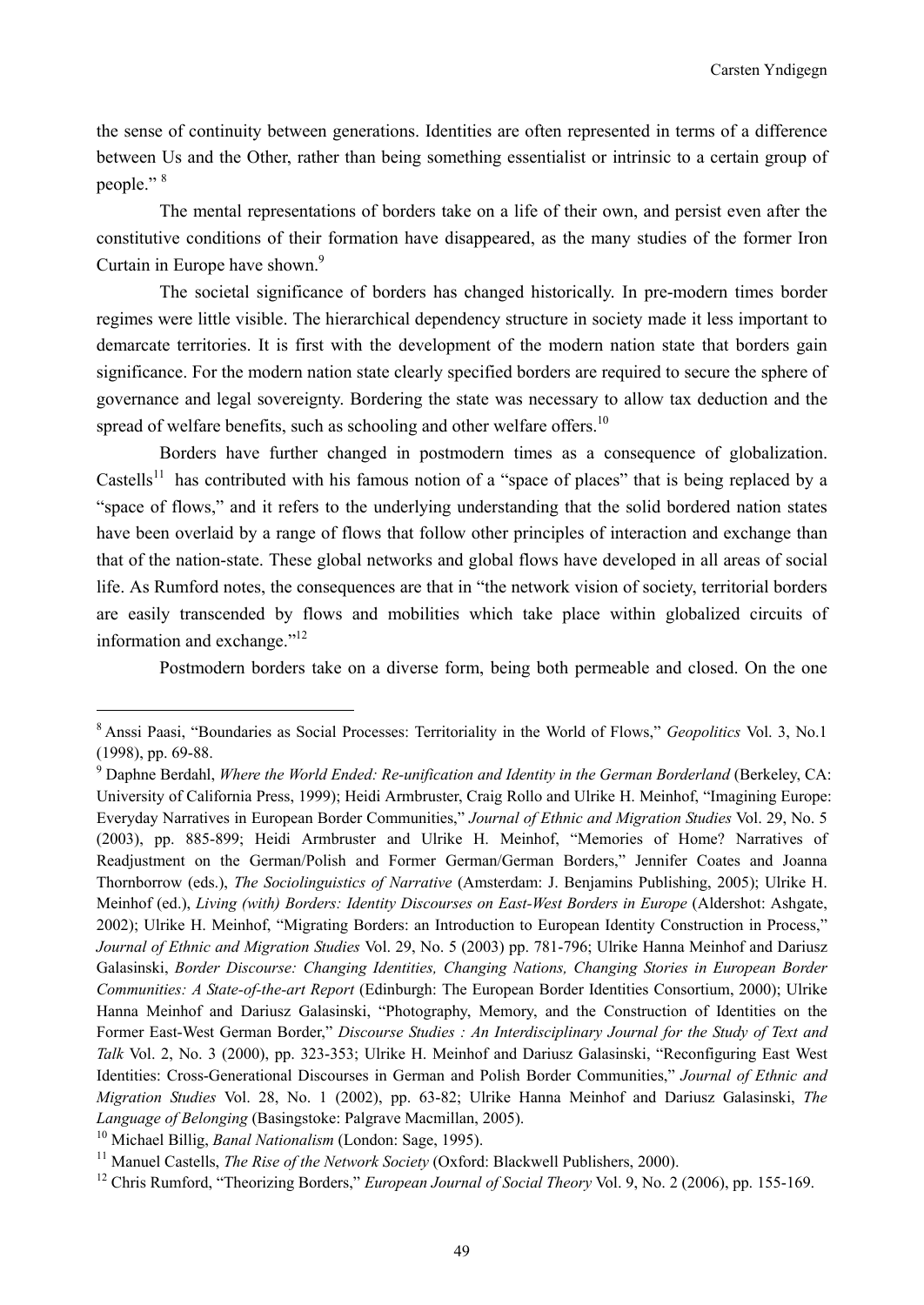the sense of continuity between generations. Identities are often represented in terms of a difference between Us and the Other, rather than being something essentialist or intrinsic to a certain group of people." [8]

The mental representations of borders take on a life of their own, and persist even after the constitutive conditions of their formation have disappeared, as the many studies of the former Iron Curtain in Europe have shown.[9]

The societal significance of borders has changed historically. In pre-modern times border regimes were little visible. The hierarchical dependency structure in society made it less important to demarcate territories. It is first with the development of the modern nation state that borders gain significance. For the modern nation state clearly specified borders are required to secure the sphere of governance and legal sovereignty. Bordering the state was necessary to allow tax deduction and the spread of welfare benefits, such as schooling and other welfare offers.[10]

Borders have further changed in postmodern times as a consequence of globalization. Castells[11] has contributed with his famous notion of a "space of places" that is being replaced by a "space of flows," and it refers to the underlying understanding that the solid bordered nation states have been overlaid by a range of flows that follow other principles of interaction and exchange than that of the nation-state. These global networks and global flows have developed in all areas of social life. As Rumford notes, the consequences are that in "the network vision of society, territorial borders are easily transcended by flows and mobilities which take place within globalized circuits of information and exchange."[12]

Postmodern borders take on a diverse form, being both permeable and closed. On the one

---

[8] Anssi Paasi, "Boundaries as Social Processes: Territoriality in the World of Flows," *Geopolitics* Vol. 3, No.1 (1998), pp. 69-88.

[9] Daphne Berdahl, *Where the World Ended: Re-unification and Identity in the German Borderland* (Berkeley, CA: University of California Press, 1999); Heidi Armbruster, Craig Rollo and Ulrike H. Meinhof, "Imagining Europe: Everyday Narratives in European Border Communities," *Journal of Ethnic and Migration Studies* Vol. 29, No. 5 (2003), pp. 885-899; Heidi Armbruster and Ulrike H. Meinhof, "Memories of Home? Narratives of Readjustment on the German/Polish and Former German/German Borders," Jennifer Coates and Joanna Thornborrow (eds.), *The Sociolinguistics of Narrative* (Amsterdam: J. Benjamins Publishing, 2005); Ulrike H. Meinhof (ed.), *Living (with) Borders: Identity Discourses on East-West Borders in Europe* (Aldershot: Ashgate, 2002); Ulrike H. Meinhof, "Migrating Borders: an Introduction to European Identity Construction in Process," *Journal of Ethnic and Migration Studies* Vol. 29, No. 5 (2003) pp. 781-796; Ulrike Hanna Meinhof and Dariusz Galasinski, *Border Discourse: Changing Identities, Changing Nations, Changing Stories in European Border Communities: A State-of-the-art Report* (Edinburgh: The European Border Identities Consortium, 2000); Ulrike Hanna Meinhof and Dariusz Galasinski, "Photography, Memory, and the Construction of Identities on the Former East-West German Border," *Discourse Studies : An Interdisciplinary Journal for the Study of Text and Talk* Vol. 2, No. 3 (2000), pp. 323-353; Ulrike H. Meinhof and Dariusz Galasinski, "Reconfiguring East West Identities: Cross-Generational Discourses in German and Polish Border Communities," *Journal of Ethnic and Migration Studies* Vol. 28, No. 1 (2002), pp. 63-82; Ulrike Hanna Meinhof and Dariusz Galasinski, *The Language of Belonging* (Basingstoke: Palgrave Macmillan, 2005).

[10] Michael Billig, *Banal Nationalism* (London: Sage, 1995).

[11] Manuel Castells, *The Rise of the Network Society* (Oxford: Blackwell Publishers, 2000).

[12] Chris Rumford, "Theorizing Borders," *European Journal of Social Theory* Vol. 9, No. 2 (2006), pp. 155-169.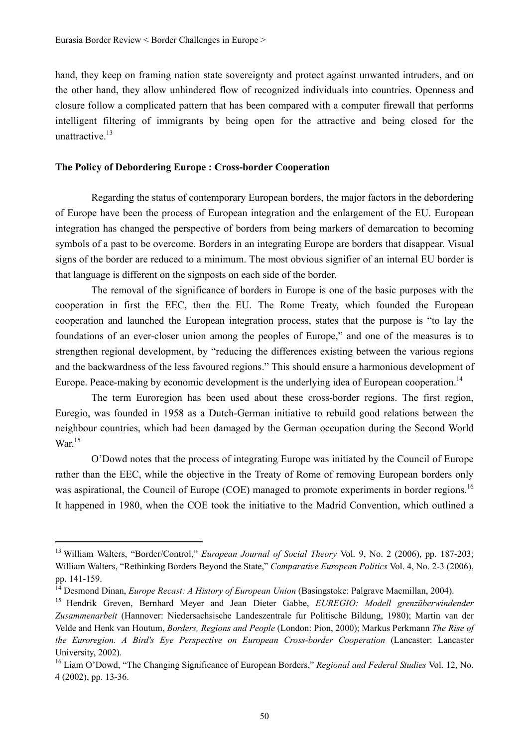hand, they keep on framing nation state sovereignty and protect against unwanted intruders, and on the other hand, they allow unhindered flow of recognized individuals into countries. Openness and closure follow a complicated pattern that has been compared with a computer firewall that performs intelligent filtering of immigrants by being open for the attractive and being closed for the unattractive.[13]

**The Policy of Debordering Europe : Cross-border Cooperation**

Regarding the status of contemporary European borders, the major factors in the debordering of Europe have been the process of European integration and the enlargement of the EU. European integration has changed the perspective of borders from being markers of demarcation to becoming symbols of a past to be overcome. Borders in an integrating Europe are borders that disappear. Visual signs of the border are reduced to a minimum. The most obvious signifier of an internal EU border is that language is different on the signposts on each side of the border.

The removal of the significance of borders in Europe is one of the basic purposes with the cooperation in first the EEC, then the EU. The Rome Treaty, which founded the European cooperation and launched the European integration process, states that the purpose is "to lay the foundations of an ever-closer union among the peoples of Europe," and one of the measures is to strengthen regional development, by "reducing the differences existing between the various regions and the backwardness of the less favoured regions." This should ensure a harmonious development of Europe. Peace-making by economic development is the underlying idea of European cooperation.[14]

The term Euroregion has been used about these cross-border regions. The first region, Euregio, was founded in 1958 as a Dutch-German initiative to rebuild good relations between the neighbour countries, which had been damaged by the German occupation during the Second World War.[15]

O'Dowd notes that the process of integrating Europe was initiated by the Council of Europe rather than the EEC, while the objective in the Treaty of Rome of removing European borders only was aspirational, the Council of Europe (COE) managed to promote experiments in border regions.[16] It happened in 1980, when the COE took the initiative to the Madrid Convention, which outlined a

---

[13] William Walters, "Border/Control," *European Journal of Social Theory* Vol. 9, No. 2 (2006), pp. 187-203; William Walters, "Rethinking Borders Beyond the State," *Comparative European Politics* Vol. 4, No. 2-3 (2006), pp. 141-159.

[14] Desmond Dinan, *Europe Recast: A History of European Union* (Basingstoke: Palgrave Macmillan, 2004).

[15] Hendrik Greven, Bernhard Meyer and Jean Dieter Gabbe, *EUREGIO: Modell grenzüberwindender Zusammenarbeit* (Hannover: Niedersachsische Landeszentrale fur Politische Bildung, 1980); Martin van der Velde and Henk van Houtum, *Borders, Regions and People* (London: Pion, 2000); Markus Perkmann *The Rise of the Euroregion. A Bird's Eye Perspective on European Cross-border Cooperation* (Lancaster: Lancaster University, 2002).

[16] Liam O'Dowd, "The Changing Significance of European Borders," *Regional and Federal Studies* Vol. 12, No. 4 (2002), pp. 13-36.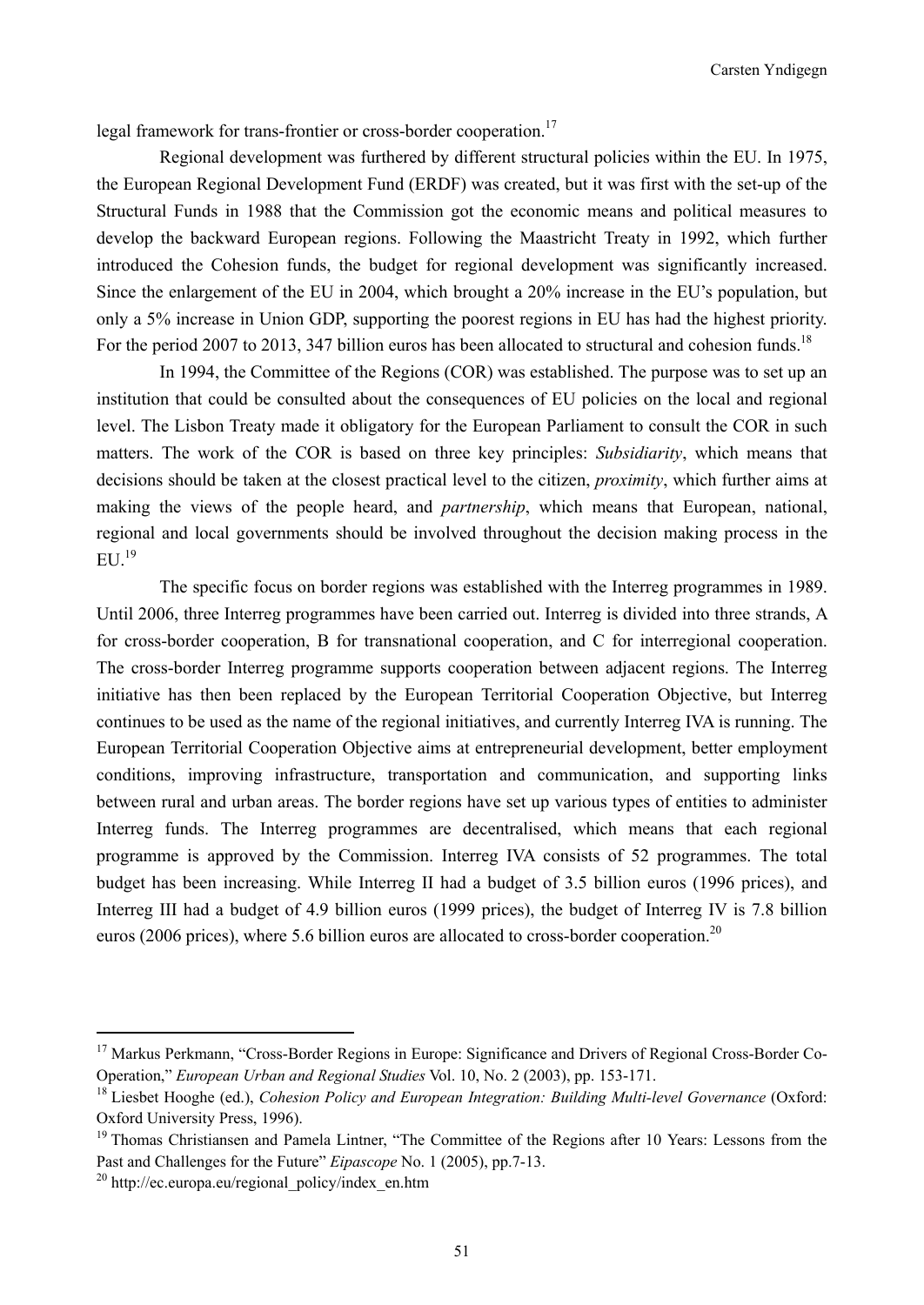legal framework for trans-frontier or cross-border cooperation.[17]

Regional development was furthered by different structural policies within the EU. In 1975, the European Regional Development Fund (ERDF) was created, but it was first with the set-up of the Structural Funds in 1988 that the Commission got the economic means and political measures to develop the backward European regions. Following the Maastricht Treaty in 1992, which further introduced the Cohesion funds, the budget for regional development was significantly increased. Since the enlargement of the EU in 2004, which brought a 20% increase in the EU's population, but only a 5% increase in Union GDP, supporting the poorest regions in EU has had the highest priority. For the period 2007 to 2013, 347 billion euros has been allocated to structural and cohesion funds.[18]

In 1994, the Committee of the Regions (COR) was established. The purpose was to set up an institution that could be consulted about the consequences of EU policies on the local and regional level. The Lisbon Treaty made it obligatory for the European Parliament to consult the COR in such matters. The work of the COR is based on three key principles: *Subsidiarity*, which means that decisions should be taken at the closest practical level to the citizen, *proximity*, which further aims at making the views of the people heard, and *partnership*, which means that European, national, regional and local governments should be involved throughout the decision making process in the EU.[19]

The specific focus on border regions was established with the Interreg programmes in 1989. Until 2006, three Interreg programmes have been carried out. Interreg is divided into three strands, A for cross-border cooperation, B for transnational cooperation, and C for interregional cooperation. The cross-border Interreg programme supports cooperation between adjacent regions. The Interreg initiative has then been replaced by the European Territorial Cooperation Objective, but Interreg continues to be used as the name of the regional initiatives, and currently Interreg IVA is running. The European Territorial Cooperation Objective aims at entrepreneurial development, better employment conditions, improving infrastructure, transportation and communication, and supporting links between rural and urban areas. The border regions have set up various types of entities to administer Interreg funds. The Interreg programmes are decentralised, which means that each regional programme is approved by the Commission. Interreg IVA consists of 52 programmes. The total budget has been increasing. While Interreg II had a budget of 3.5 billion euros (1996 prices), and Interreg III had a budget of 4.9 billion euros (1999 prices), the budget of Interreg IV is 7.8 billion euros (2006 prices), where 5.6 billion euros are allocated to cross-border cooperation.[20]

---

[17] Markus Perkmann, "Cross-Border Regions in Europe: Significance and Drivers of Regional Cross-Border Co-Operation," *European Urban and Regional Studies* Vol. 10, No. 2 (2003), pp. 153-171.

[18] Liesbet Hooghe (ed.), *Cohesion Policy and European Integration: Building Multi-level Governance* (Oxford: Oxford University Press, 1996).

[19] Thomas Christiansen and Pamela Lintner, "The Committee of the Regions after 10 Years: Lessons from the Past and Challenges for the Future" *Eipascope* No. 1 (2005), pp.7-13.

[20] http://ec.europa.eu/regional_policy/index_en.htm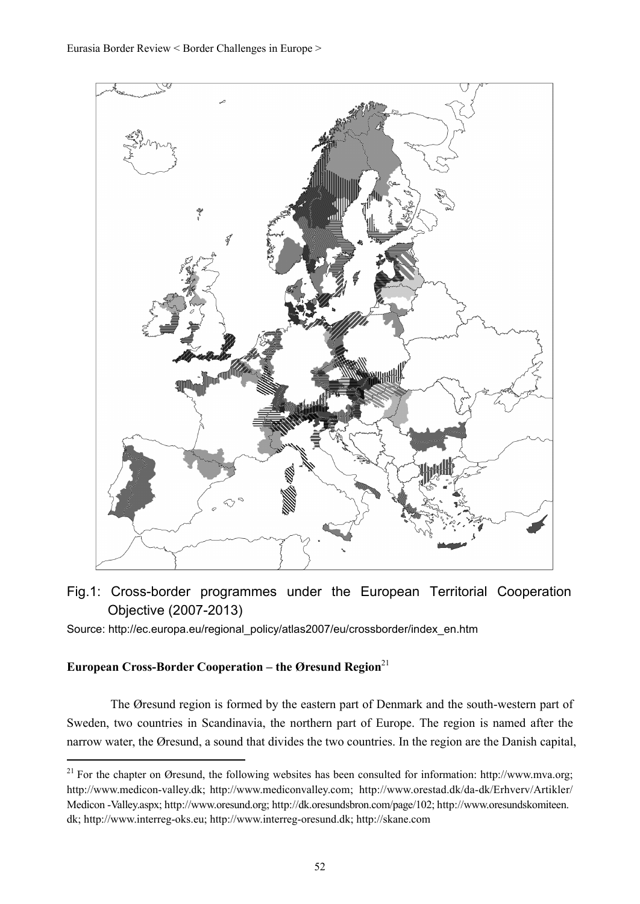Fig.1: Cross-border programmes under the European Territorial Cooperation Objective (2007-2013)

Source: http://ec.europa.eu/regional_policy/atlas2007/eu/crossborder/index_en.htm

**European Cross-Border Cooperation – the Øresund Region**[21]

The Øresund region is formed by the eastern part of Denmark and the south-western part of Sweden, two countries in Scandinavia, the northern part of Europe. The region is named after the narrow water, the Øresund, a sound that divides the two countries. In the region are the Danish capital,

[21] For the chapter on Øresund, the following websites has been consulted for information: http://www.mva.org; http://www.medicon-valley.dk; http://www.mediconvalley.com; http://www.orestad.dk/da-dk/Erhverv/Artikler/Medicon -Valley.aspx; http://www.oresund.org; http://dk.oresundsbron.com/page/102; http://www.oresundskomiteen.dk; http://www.interreg-oks.eu; http://www.interreg-oresund.dk; http://skane.com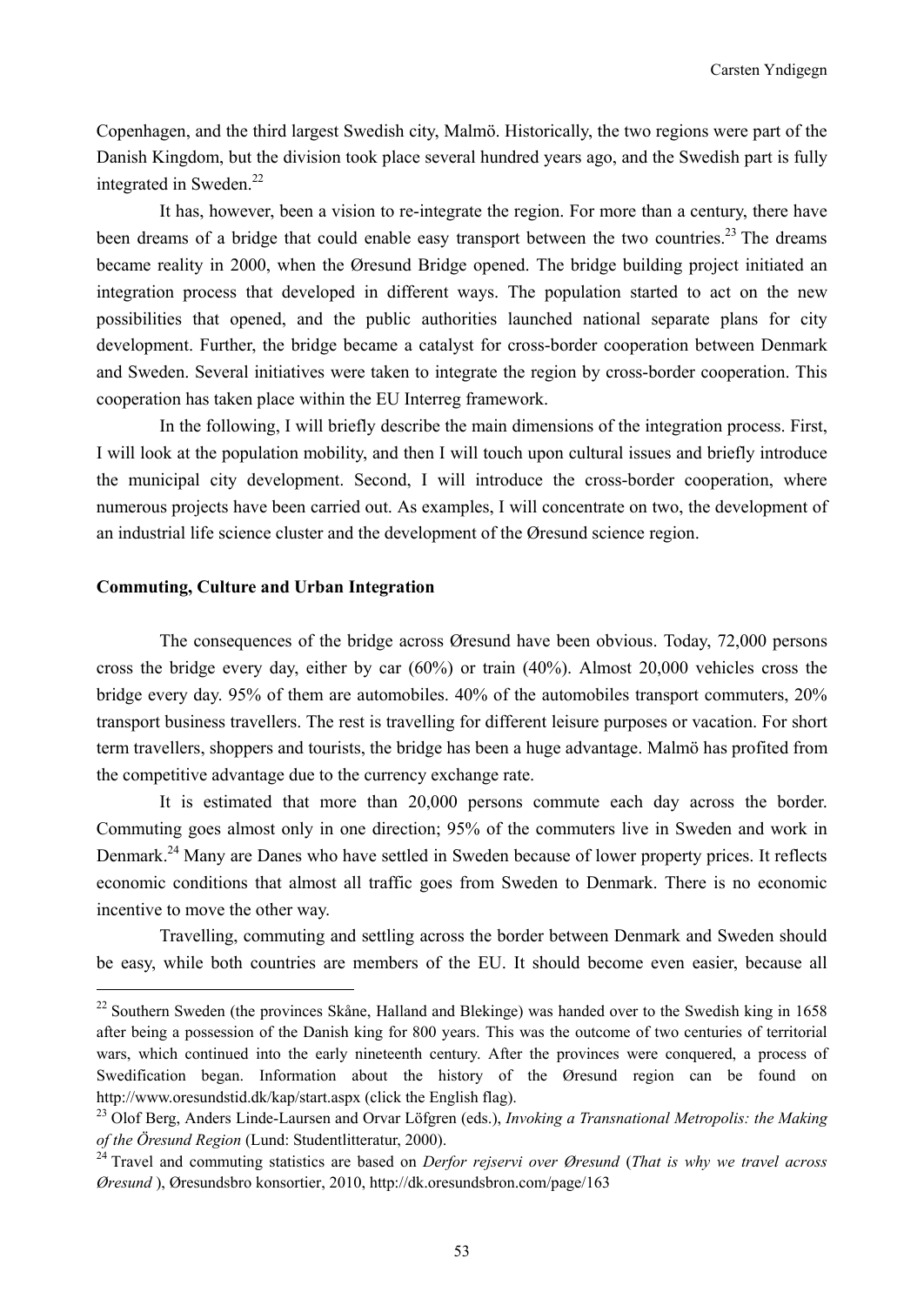Copenhagen, and the third largest Swedish city, Malmö. Historically, the two regions were part of the Danish Kingdom, but the division took place several hundred years ago, and the Swedish part is fully integrated in Sweden.[22]

It has, however, been a vision to re-integrate the region. For more than a century, there have been dreams of a bridge that could enable easy transport between the two countries.[23] The dreams became reality in 2000, when the Øresund Bridge opened. The bridge building project initiated an integration process that developed in different ways. The population started to act on the new possibilities that opened, and the public authorities launched national separate plans for city development. Further, the bridge became a catalyst for cross-border cooperation between Denmark and Sweden. Several initiatives were taken to integrate the region by cross-border cooperation. This cooperation has taken place within the EU Interreg framework.

In the following, I will briefly describe the main dimensions of the integration process. First, I will look at the population mobility, and then I will touch upon cultural issues and briefly introduce the municipal city development. Second, I will introduce the cross-border cooperation, where numerous projects have been carried out. As examples, I will concentrate on two, the development of an industrial life science cluster and the development of the Øresund science region.

**Commuting, Culture and Urban Integration**

The consequences of the bridge across Øresund have been obvious. Today, 72,000 persons cross the bridge every day, either by car (60%) or train (40%). Almost 20,000 vehicles cross the bridge every day. 95% of them are automobiles. 40% of the automobiles transport commuters, 20% transport business travellers. The rest is travelling for different leisure purposes or vacation. For short term travellers, shoppers and tourists, the bridge has been a huge advantage. Malmö has profited from the competitive advantage due to the currency exchange rate.

It is estimated that more than 20,000 persons commute each day across the border. Commuting goes almost only in one direction; 95% of the commuters live in Sweden and work in Denmark.[24] Many are Danes who have settled in Sweden because of lower property prices. It reflects economic conditions that almost all traffic goes from Sweden to Denmark. There is no economic incentive to move the other way.

Travelling, commuting and settling across the border between Denmark and Sweden should be easy, while both countries are members of the EU. It should become even easier, because all

---

[22] Southern Sweden (the provinces Skåne, Halland and Blekinge) was handed over to the Swedish king in 1658 after being a possession of the Danish king for 800 years. This was the outcome of two centuries of territorial wars, which continued into the early nineteenth century. After the provinces were conquered, a process of Swedification began. Information about the history of the Øresund region can be found on http://www.oresundstid.dk/kap/start.aspx (click the English flag).

[23] Olof Berg, Anders Linde-Laursen and Orvar Löfgren (eds.), *Invoking a Transnational Metropolis: the Making of the Öresund Region* (Lund: Studentlitteratur, 2000).

[24] Travel and commuting statistics are based on *Derfor rejservi over Øresund* (*That is why we travel across Øresund* ), Øresundsbro konsortier, 2010, http://dk.oresundsbron.com/page/163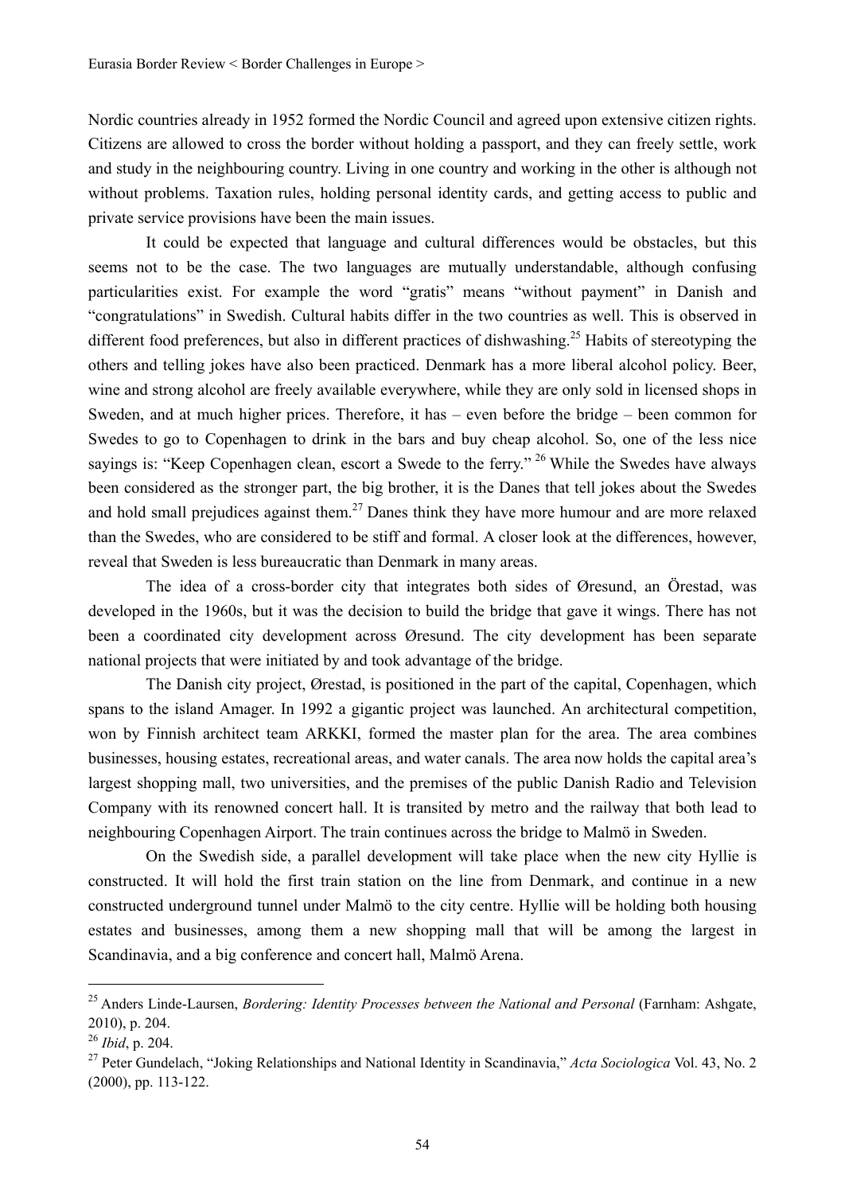Nordic countries already in 1952 formed the Nordic Council and agreed upon extensive citizen rights. Citizens are allowed to cross the border without holding a passport, and they can freely settle, work and study in the neighbouring country. Living in one country and working in the other is although not without problems. Taxation rules, holding personal identity cards, and getting access to public and private service provisions have been the main issues.

It could be expected that language and cultural differences would be obstacles, but this seems not to be the case. The two languages are mutually understandable, although confusing particularities exist. For example the word "gratis" means "without payment" in Danish and "congratulations" in Swedish. Cultural habits differ in the two countries as well. This is observed in different food preferences, but also in different practices of dishwashing.[25] Habits of stereotyping the others and telling jokes have also been practiced. Denmark has a more liberal alcohol policy. Beer, wine and strong alcohol are freely available everywhere, while they are only sold in licensed shops in Sweden, and at much higher prices. Therefore, it has – even before the bridge – been common for Swedes to go to Copenhagen to drink in the bars and buy cheap alcohol. So, one of the less nice sayings is: "Keep Copenhagen clean, escort a Swede to the ferry."[26] While the Swedes have always been considered as the stronger part, the big brother, it is the Danes that tell jokes about the Swedes and hold small prejudices against them.[27] Danes think they have more humour and are more relaxed than the Swedes, who are considered to be stiff and formal. A closer look at the differences, however, reveal that Sweden is less bureaucratic than Denmark in many areas.

The idea of a cross-border city that integrates both sides of Øresund, an Örestad, was developed in the 1960s, but it was the decision to build the bridge that gave it wings. There has not been a coordinated city development across Øresund. The city development has been separate national projects that were initiated by and took advantage of the bridge.

The Danish city project, Ørestad, is positioned in the part of the capital, Copenhagen, which spans to the island Amager. In 1992 a gigantic project was launched. An architectural competition, won by Finnish architect team ARKKI, formed the master plan for the area. The area combines businesses, housing estates, recreational areas, and water canals. The area now holds the capital area's largest shopping mall, two universities, and the premises of the public Danish Radio and Television Company with its renowned concert hall. It is transited by metro and the railway that both lead to neighbouring Copenhagen Airport. The train continues across the bridge to Malmö in Sweden.

On the Swedish side, a parallel development will take place when the new city Hyllie is constructed. It will hold the first train station on the line from Denmark, and continue in a new constructed underground tunnel under Malmö to the city centre. Hyllie will be holding both housing estates and businesses, among them a new shopping mall that will be among the largest in Scandinavia, and a big conference and concert hall, Malmö Arena.

---

[25] Anders Linde-Laursen, *Bordering: Identity Processes between the National and Personal* (Farnham: Ashgate, 2010), p. 204.

[26] *Ibid*, p. 204.

[27] Peter Gundelach, "Joking Relationships and National Identity in Scandinavia," *Acta Sociologica* Vol. 43, No. 2 (2000), pp. 113-122.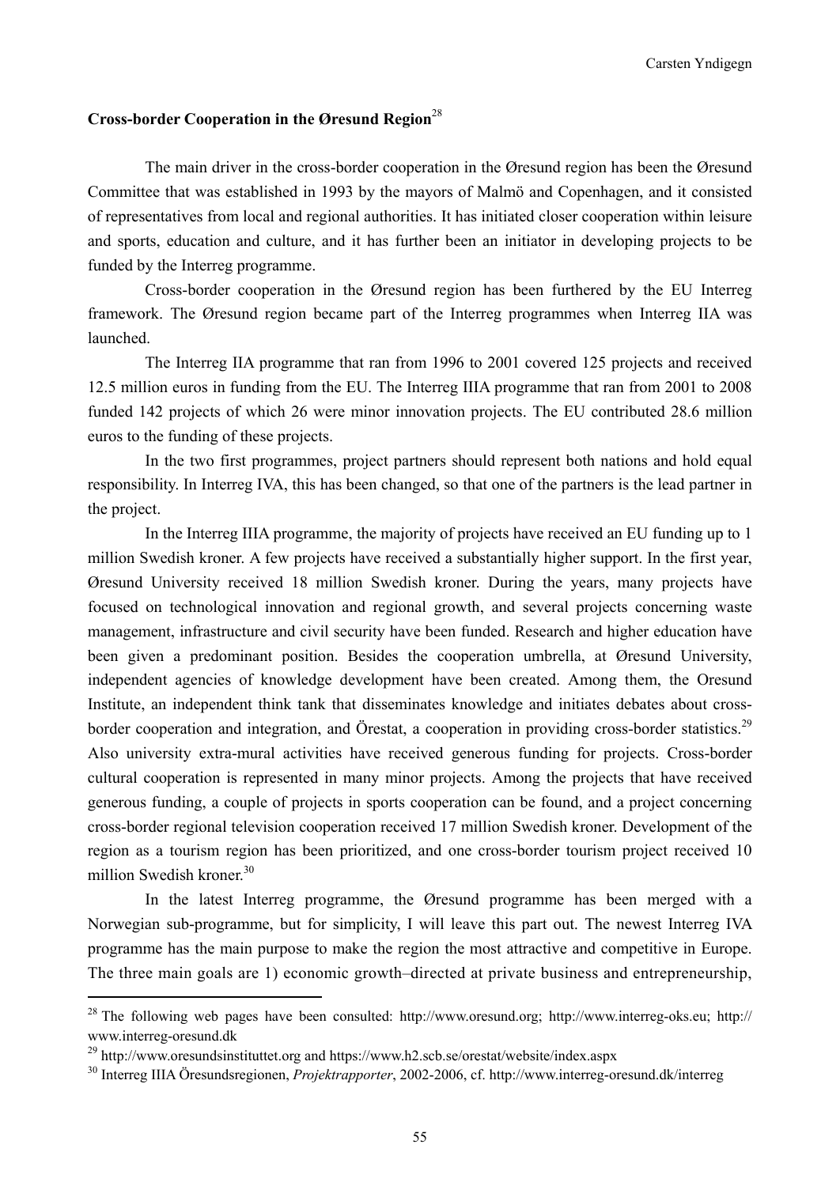## Cross-border Cooperation in the Øresund Region[28]

The main driver in the cross-border cooperation in the Øresund region has been the Øresund Committee that was established in 1993 by the mayors of Malmö and Copenhagen, and it consisted of representatives from local and regional authorities. It has initiated closer cooperation within leisure and sports, education and culture, and it has further been an initiator in developing projects to be funded by the Interreg programme.

Cross-border cooperation in the Øresund region has been furthered by the EU Interreg framework. The Øresund region became part of the Interreg programmes when Interreg IIA was launched.

The Interreg IIA programme that ran from 1996 to 2001 covered 125 projects and received 12.5 million euros in funding from the EU. The Interreg IIIA programme that ran from 2001 to 2008 funded 142 projects of which 26 were minor innovation projects. The EU contributed 28.6 million euros to the funding of these projects.

In the two first programmes, project partners should represent both nations and hold equal responsibility. In Interreg IVA, this has been changed, so that one of the partners is the lead partner in the project.

In the Interreg IIIA programme, the majority of projects have received an EU funding up to 1 million Swedish kroner. A few projects have received a substantially higher support. In the first year, Øresund University received 18 million Swedish kroner. During the years, many projects have focused on technological innovation and regional growth, and several projects concerning waste management, infrastructure and civil security have been funded. Research and higher education have been given a predominant position. Besides the cooperation umbrella, at Øresund University, independent agencies of knowledge development have been created. Among them, the Oresund Institute, an independent think tank that disseminates knowledge and initiates debates about cross-border cooperation and integration, and Örestat, a cooperation in providing cross-border statistics.[29] Also university extra-mural activities have received generous funding for projects. Cross-border cultural cooperation is represented in many minor projects. Among the projects that have received generous funding, a couple of projects in sports cooperation can be found, and a project concerning cross-border regional television cooperation received 17 million Swedish kroner. Development of the region as a tourism region has been prioritized, and one cross-border tourism project received 10 million Swedish kroner.[30]

In the latest Interreg programme, the Øresund programme has been merged with a Norwegian sub-programme, but for simplicity, I will leave this part out. The newest Interreg IVA programme has the main purpose to make the region the most attractive and competitive in Europe. The three main goals are 1) economic growth–directed at private business and entrepreneurship,

---

[28] The following web pages have been consulted: http://www.oresund.org; http://www.interreg-oks.eu; http://www.interreg-oresund.dk

[29] http://www.oresundsinstituttet.org and https://www.h2.scb.se/orestat/website/index.aspx

[30] Interreg IIIA Öresundsregionen, *Projektrapporter*, 2002-2006, cf. http://www.interreg-oresund.dk/interreg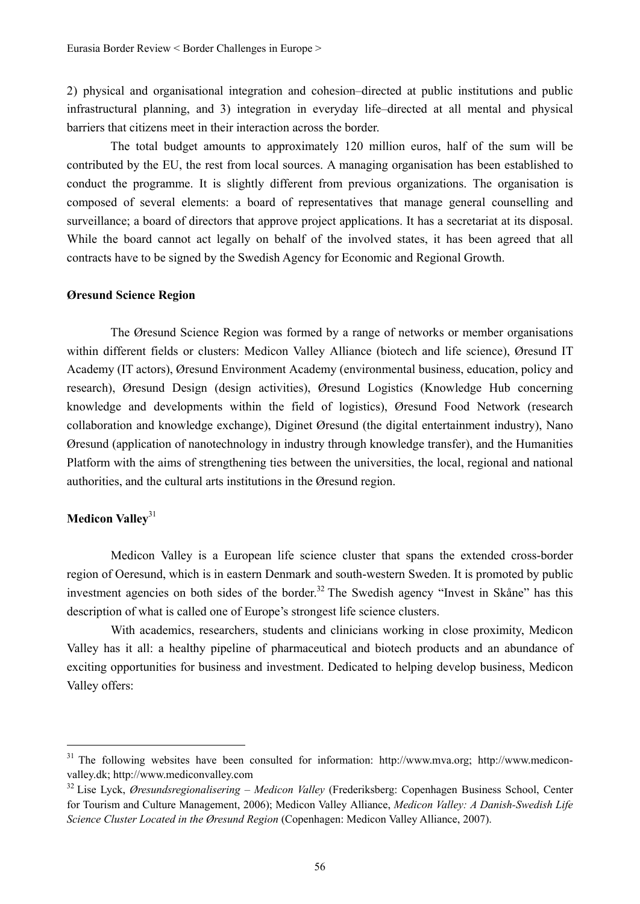2) physical and organisational integration and cohesion–directed at public institutions and public infrastructural planning, and 3) integration in everyday life–directed at all mental and physical barriers that citizens meet in their interaction across the border.

The total budget amounts to approximately 120 million euros, half of the sum will be contributed by the EU, the rest from local sources. A managing organisation has been established to conduct the programme. It is slightly different from previous organizations. The organisation is composed of several elements: a board of representatives that manage general counselling and surveillance; a board of directors that approve project applications. It has a secretariat at its disposal. While the board cannot act legally on behalf of the involved states, it has been agreed that all contracts have to be signed by the Swedish Agency for Economic and Regional Growth.

**Øresund Science Region**

The Øresund Science Region was formed by a range of networks or member organisations within different fields or clusters: Medicon Valley Alliance (biotech and life science), Øresund IT Academy (IT actors), Øresund Environment Academy (environmental business, education, policy and research), Øresund Design (design activities), Øresund Logistics (Knowledge Hub concerning knowledge and developments within the field of logistics), Øresund Food Network (research collaboration and knowledge exchange), Diginet Øresund (the digital entertainment industry), Nano Øresund (application of nanotechnology in industry through knowledge transfer), and the Humanities Platform with the aims of strengthening ties between the universities, the local, regional and national authorities, and the cultural arts institutions in the Øresund region.

**Medicon Valley**[31]

Medicon Valley is a European life science cluster that spans the extended cross-border region of Oeresund, which is in eastern Denmark and south-western Sweden. It is promoted by public investment agencies on both sides of the border.[32] The Swedish agency "Invest in Skåne" has this description of what is called one of Europe's strongest life science clusters.

With academics, researchers, students and clinicians working in close proximity, Medicon Valley has it all: a healthy pipeline of pharmaceutical and biotech products and an abundance of exciting opportunities for business and investment. Dedicated to helping develop business, Medicon Valley offers:

---

[31] The following websites have been consulted for information: http://www.mva.org; http://www.medicon-valley.dk; http://www.mediconvalley.com

[32] Lise Lyck, *Øresundsregionalisering – Medicon Valley* (Frederiksberg: Copenhagen Business School, Center for Tourism and Culture Management, 2006); Medicon Valley Alliance, *Medicon Valley: A Danish-Swedish Life Science Cluster Located in the Øresund Region* (Copenhagen: Medicon Valley Alliance, 2007).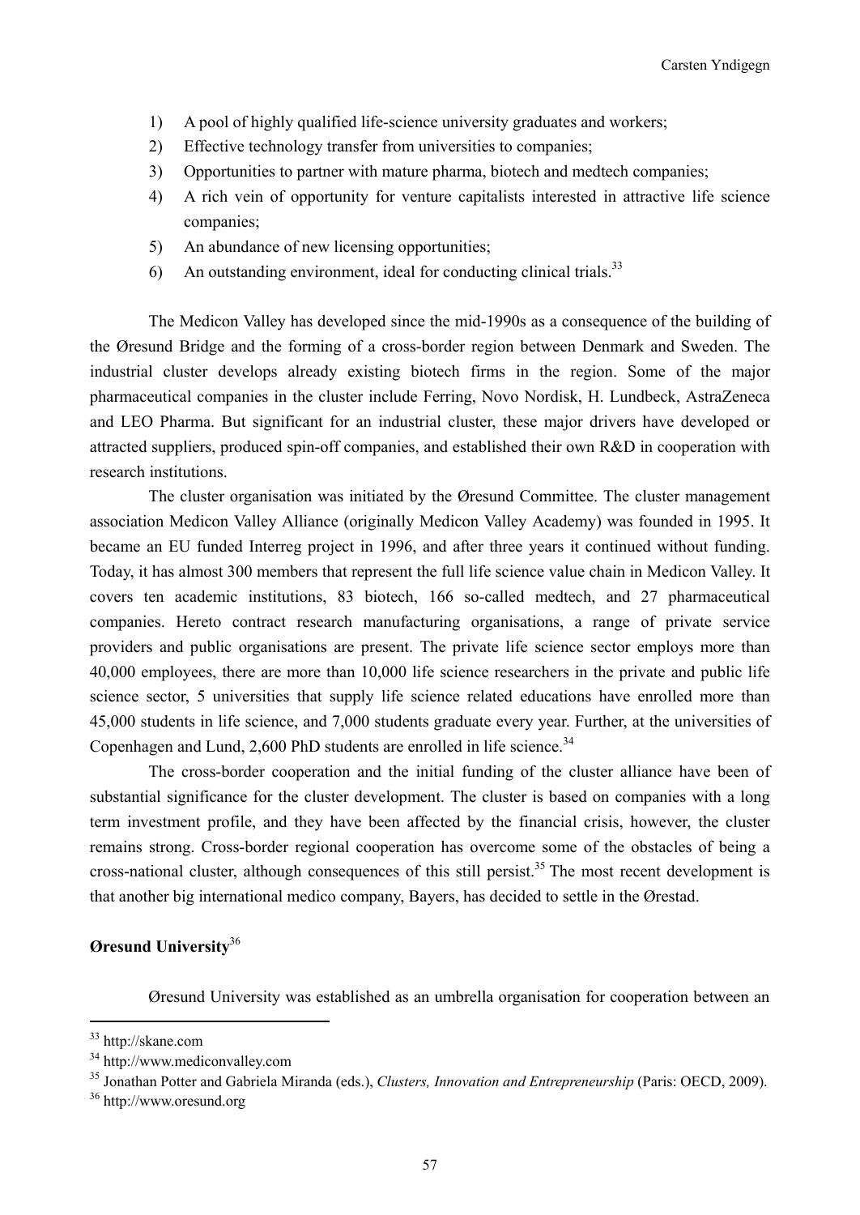1) A pool of highly qualified life-science university graduates and workers;
2) Effective technology transfer from universities to companies;
3) Opportunities to partner with mature pharma, biotech and medtech companies;
4) A rich vein of opportunity for venture capitalists interested in attractive life science companies;
5) An abundance of new licensing opportunities;
6) An outstanding environment, ideal for conducting clinical trials.[33]

The Medicon Valley has developed since the mid-1990s as a consequence of the building of the Øresund Bridge and the forming of a cross-border region between Denmark and Sweden. The industrial cluster develops already existing biotech firms in the region. Some of the major pharmaceutical companies in the cluster include Ferring, Novo Nordisk, H. Lundbeck, AstraZeneca and LEO Pharma. But significant for an industrial cluster, these major drivers have developed or attracted suppliers, produced spin-off companies, and established their own R&D in cooperation with research institutions.

The cluster organisation was initiated by the Øresund Committee. The cluster management association Medicon Valley Alliance (originally Medicon Valley Academy) was founded in 1995. It became an EU funded Interreg project in 1996, and after three years it continued without funding. Today, it has almost 300 members that represent the full life science value chain in Medicon Valley. It covers ten academic institutions, 83 biotech, 166 so-called medtech, and 27 pharmaceutical companies. Hereto contract research manufacturing organisations, a range of private service providers and public organisations are present. The private life science sector employs more than 40,000 employees, there are more than 10,000 life science researchers in the private and public life science sector, 5 universities that supply life science related educations have enrolled more than 45,000 students in life science, and 7,000 students graduate every year. Further, at the universities of Copenhagen and Lund, 2,600 PhD students are enrolled in life science.[34]

The cross-border cooperation and the initial funding of the cluster alliance have been of substantial significance for the cluster development. The cluster is based on companies with a long term investment profile, and they have been affected by the financial crisis, however, the cluster remains strong. Cross-border regional cooperation has overcome some of the obstacles of being a cross-national cluster, although consequences of this still persist.[35] The most recent development is that another big international medico company, Bayers, has decided to settle in the Ørestad.

**Øresund University**[36]

Øresund University was established as an umbrella organisation for cooperation between an

[33] http://skane.com

[34] http://www.mediconvalley.com

[35] Jonathan Potter and Gabriela Miranda (eds.), *Clusters, Innovation and Entrepreneurship* (Paris: OECD, 2009).

[36] http://www.oresund.org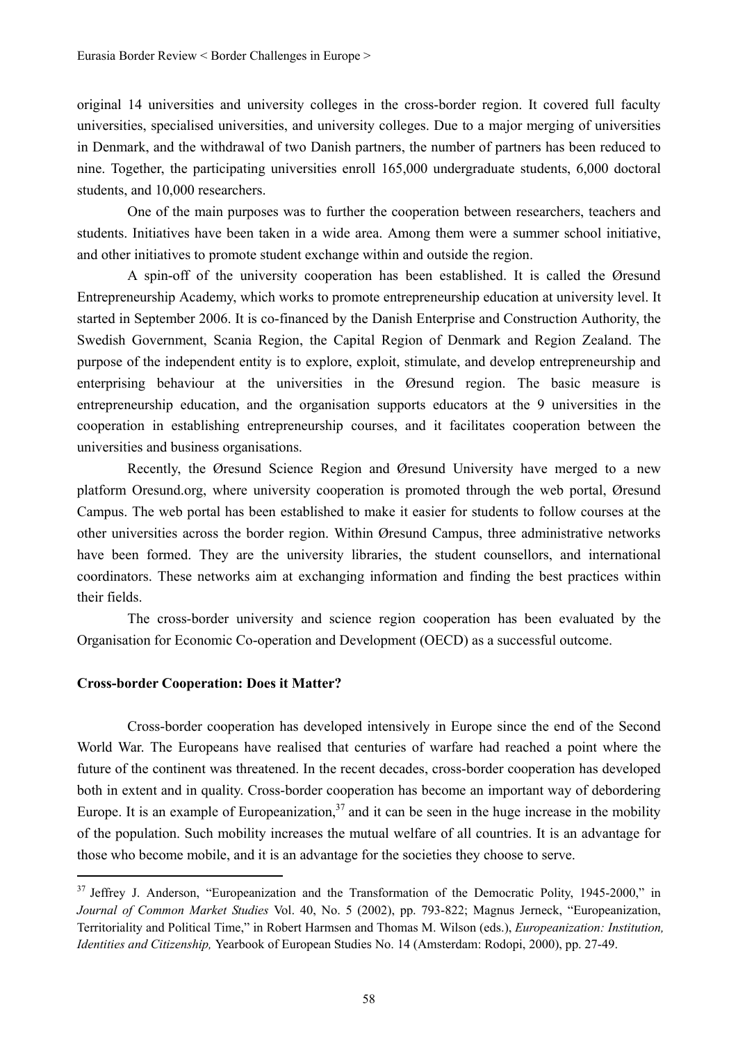original 14 universities and university colleges in the cross-border region. It covered full faculty universities, specialised universities, and university colleges. Due to a major merging of universities in Denmark, and the withdrawal of two Danish partners, the number of partners has been reduced to nine. Together, the participating universities enroll 165,000 undergraduate students, 6,000 doctoral students, and 10,000 researchers.

One of the main purposes was to further the cooperation between researchers, teachers and students. Initiatives have been taken in a wide area. Among them were a summer school initiative, and other initiatives to promote student exchange within and outside the region.

A spin-off of the university cooperation has been established. It is called the Øresund Entrepreneurship Academy, which works to promote entrepreneurship education at university level. It started in September 2006. It is co-financed by the Danish Enterprise and Construction Authority, the Swedish Government, Scania Region, the Capital Region of Denmark and Region Zealand. The purpose of the independent entity is to explore, exploit, stimulate, and develop entrepreneurship and enterprising behaviour at the universities in the Øresund region. The basic measure is entrepreneurship education, and the organisation supports educators at the 9 universities in the cooperation in establishing entrepreneurship courses, and it facilitates cooperation between the universities and business organisations.

Recently, the Øresund Science Region and Øresund University have merged to a new platform Oresund.org, where university cooperation is promoted through the web portal, Øresund Campus. The web portal has been established to make it easier for students to follow courses at the other universities across the border region. Within Øresund Campus, three administrative networks have been formed. They are the university libraries, the student counsellors, and international coordinators. These networks aim at exchanging information and finding the best practices within their fields.

The cross-border university and science region cooperation has been evaluated by the Organisation for Economic Co-operation and Development (OECD) as a successful outcome.

**Cross-border Cooperation: Does it Matter?**

Cross-border cooperation has developed intensively in Europe since the end of the Second World War. The Europeans have realised that centuries of warfare had reached a point where the future of the continent was threatened. In the recent decades, cross-border cooperation has developed both in extent and in quality. Cross-border cooperation has become an important way of debordering Europe. It is an example of Europeanization,[37] and it can be seen in the huge increase in the mobility of the population. Such mobility increases the mutual welfare of all countries. It is an advantage for those who become mobile, and it is an advantage for the societies they choose to serve.

---

[37] Jeffrey J. Anderson, "Europeanization and the Transformation of the Democratic Polity, 1945-2000," in *Journal of Common Market Studies* Vol. 40, No. 5 (2002), pp. 793-822; Magnus Jerneck, "Europeanization, Territoriality and Political Time," in Robert Harmsen and Thomas M. Wilson (eds.), *Europeanization: Institution, Identities and Citizenship,* Yearbook of European Studies No. 14 (Amsterdam: Rodopi, 2000), pp. 27-49.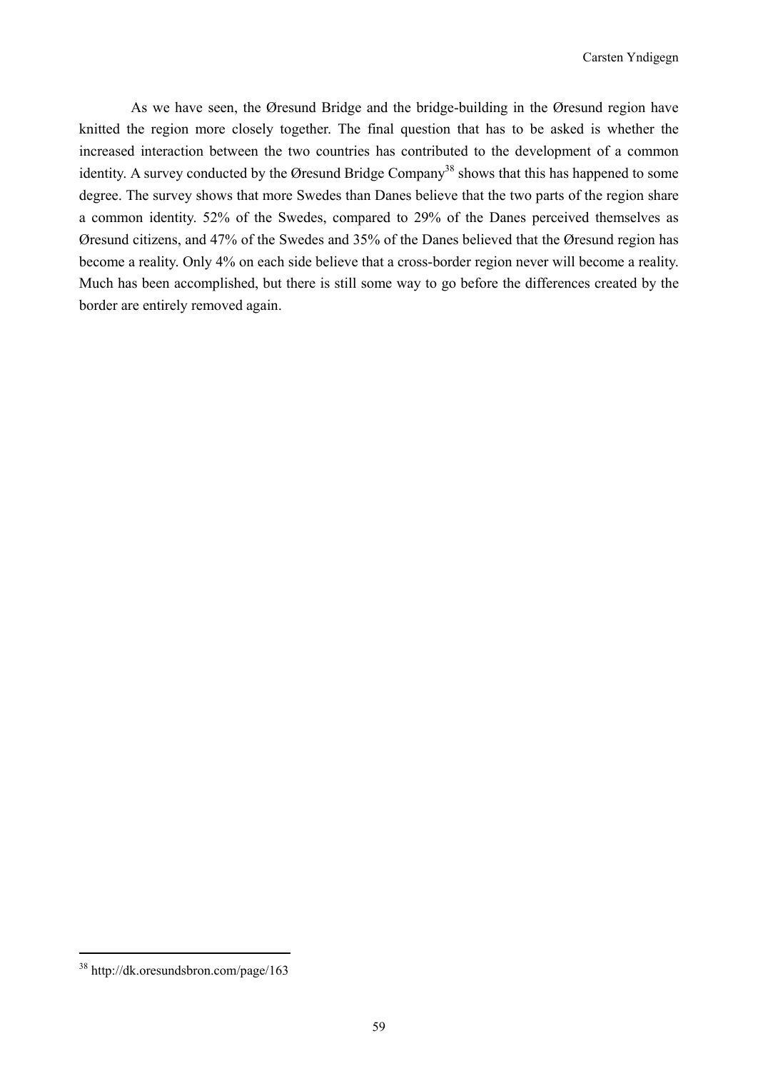As we have seen, the Øresund Bridge and the bridge-building in the Øresund region have knitted the region more closely together. The final question that has to be asked is whether the increased interaction between the two countries has contributed to the development of a common identity. A survey conducted by the Øresund Bridge Company[38] shows that this has happened to some degree. The survey shows that more Swedes than Danes believe that the two parts of the region share a common identity. 52% of the Swedes, compared to 29% of the Danes perceived themselves as Øresund citizens, and 47% of the Swedes and 35% of the Danes believed that the Øresund region has become a reality. Only 4% on each side believe that a cross-border region never will become a reality. Much has been accomplished, but there is still some way to go before the differences created by the border are entirely removed again.

[38] http://dk.oresundsbron.com/page/163